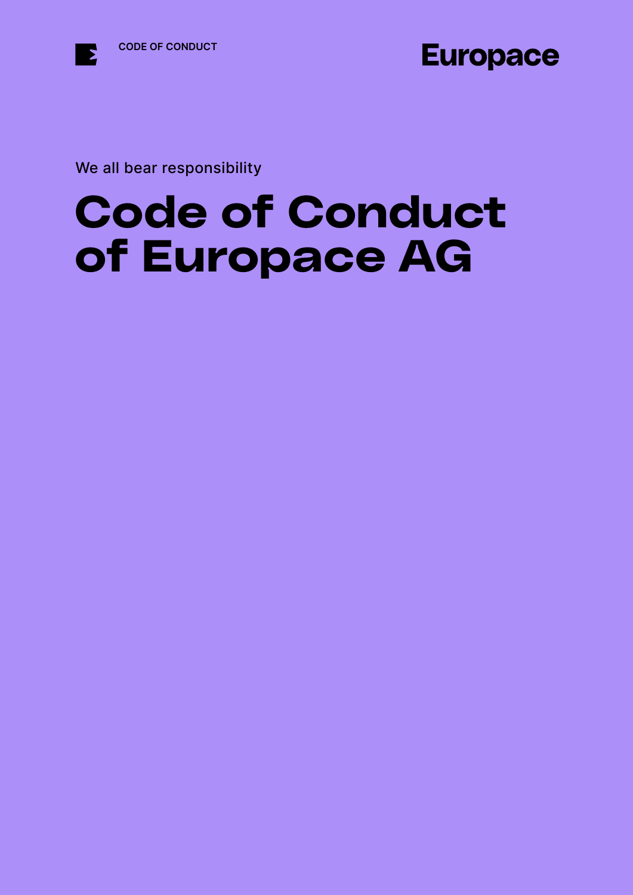CODE OF CONDUCT

Europace

We all bear responsibility

# Code of Conduct of Europace AG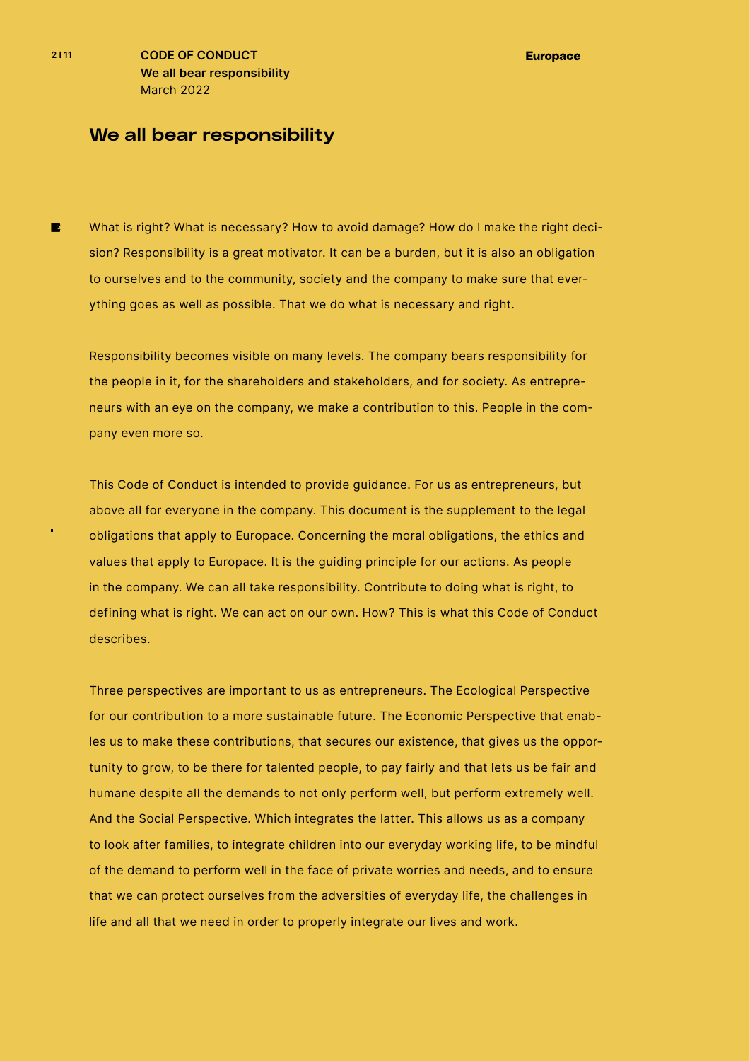# We all bear responsibility

What is right? What is necessary? How to avoid damage? How do I make the right decision? Responsibility is a great motivator. It can be a burden, but it is also an obligation to ourselves and to the community, society and the company to make sure that everything goes as well as possible. That we do what is necessary and right.

Responsibility becomes visible on many levels. The company bears responsibility for the people in it, for the shareholders and stakeholders, and for society. As entrepreneurs with an eye on the company, we make a contribution to this. People in the company even more so.

This Code of Conduct is intended to provide guidance. For us as entrepreneurs, but above all for everyone in the company. This document is the supplement to the legal obligations that apply to Europace. Concerning the moral obligations, the ethics and values that apply to Europace. It is the guiding principle for our actions. As people in the company. We can all take responsibility. Contribute to doing what is right, to defining what is right. We can act on our own. How? This is what this Code of Conduct describes.

Three perspectives are important to us as entrepreneurs. The Ecological Perspective for our contribution to a more sustainable future. The Economic Perspective that enables us to make these contributions, that secures our existence, that gives us the opportunity to grow, to be there for talented people, to pay fairly and that lets us be fair and humane despite all the demands to not only perform well, but perform extremely well. And the Social Perspective. Which integrates the latter. This allows us as a company to look after families, to integrate children into our everyday working life, to be mindful of the demand to perform well in the face of private worries and needs, and to ensure that we can protect ourselves from the adversities of everyday life, the challenges in life and all that we need in order to properly integrate our lives and work.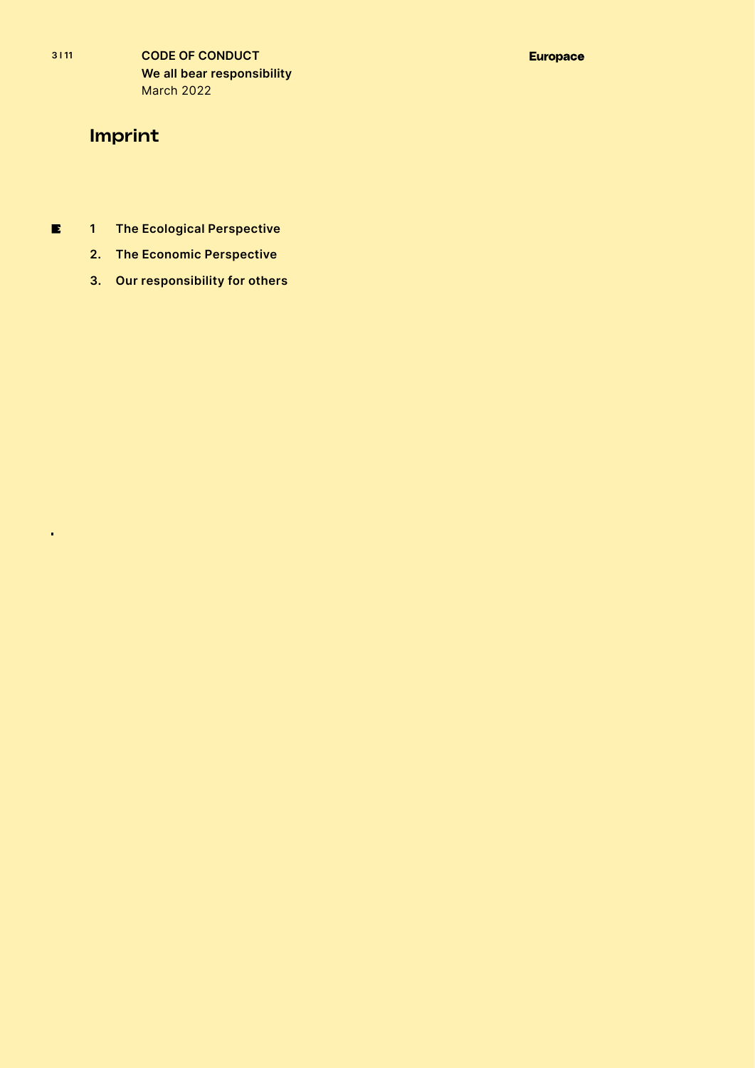# Imprint

1 The Ecological Perspective

2. The Economic Perspective

3. Our responsibility for others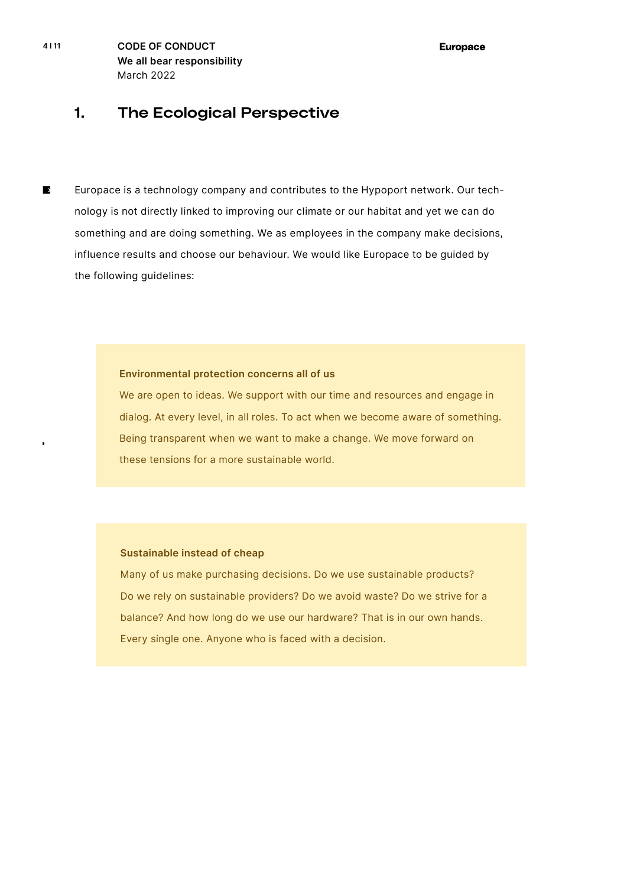# 1. The Ecological Perspective

Europace is a technology company and contributes to the Hypoport network. Our technology is not directly linked to improving our climate or our habitat and yet we can do something and are doing something. We as employees in the company make decisions, influence results and choose our behaviour. We would like Europace to be guided by the following guidelines:

**Environmental protection concerns all of us**

We are open to ideas. We support with our time and resources and engage in dialog. At every level, in all roles. To act when we become aware of something. Being transparent when we want to make a change. We move forward on these tensions for a more sustainable world.

**Sustainable instead of cheap**

Many of us make purchasing decisions. Do we use sustainable products? Do we rely on sustainable providers? Do we avoid waste? Do we strive for a balance? And how long do we use our hardware? That is in our own hands. Every single one. Anyone who is faced with a decision.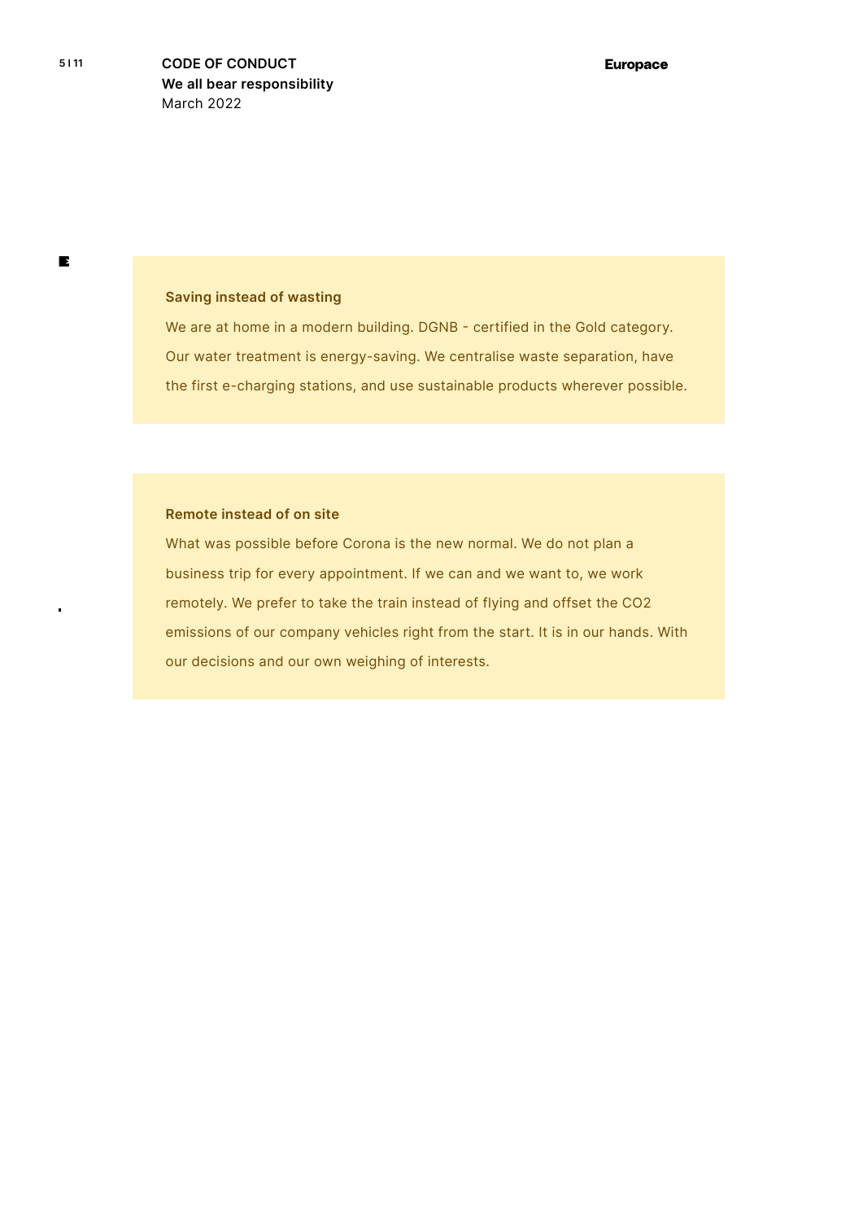### Saving instead of wasting

We are at home in a modern building. DGNB - certified in the Gold category. Our water treatment is energy-saving. We centralise waste separation, have the first e-charging stations, and use sustainable products wherever possible.

### Remote instead of on site

What was possible before Corona is the new normal. We do not plan a business trip for every appointment. If we can and we want to, we work remotely. We prefer to take the train instead of flying and offset the CO2 emissions of our company vehicles right from the start. It is in our hands. With our decisions and our own weighing of interests.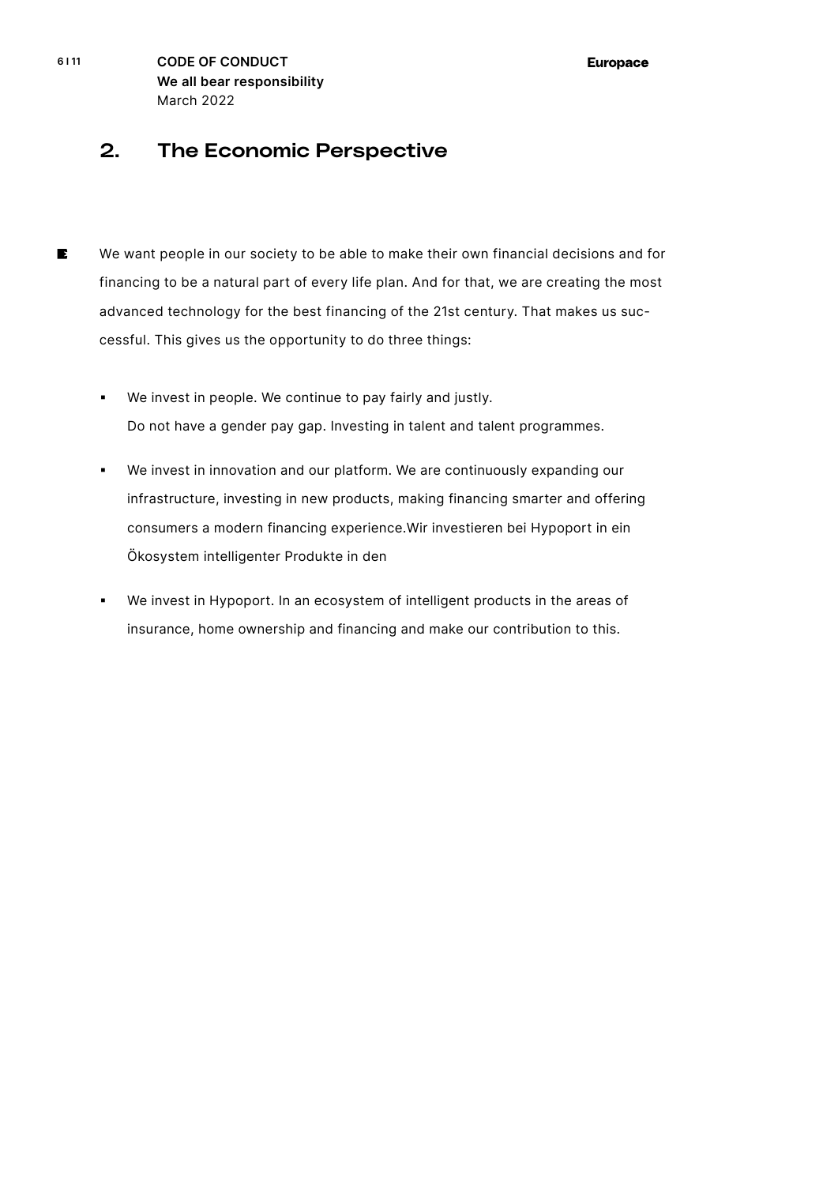## 2. The Economic Perspective

We want people in our society to be able to make their own financial decisions and for financing to be a natural part of every life plan. And for that, we are creating the most advanced technology for the best financing of the 21st century. That makes us successful. This gives us the opportunity to do three things:

- We invest in people. We continue to pay fairly and justly.
  Do not have a gender pay gap. Investing in talent and talent programmes.
- We invest in innovation and our platform. We are continuously expanding our infrastructure, investing in new products, making financing smarter and offering consumers a modern financing experience.Wir investieren bei Hypoport in ein Ökosystem intelligenter Produkte in den
- We invest in Hypoport. In an ecosystem of intelligent products in the areas of insurance, home ownership and financing and make our contribution to this.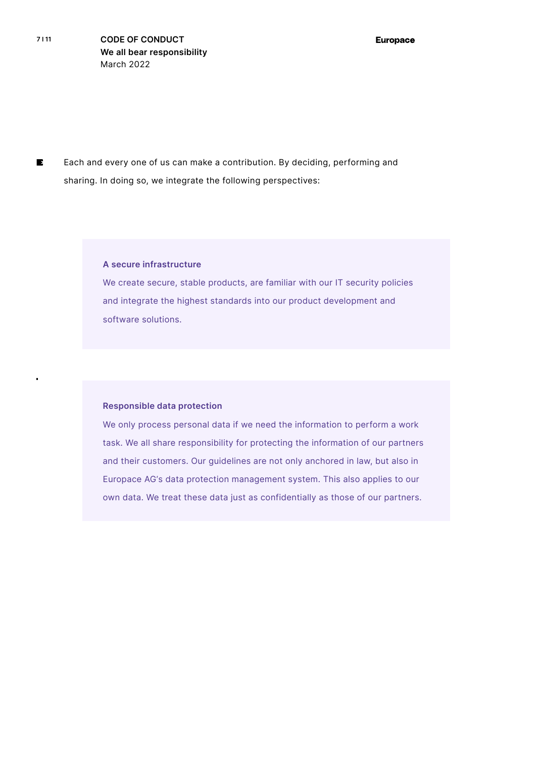Each and every one of us can make a contribution. By deciding, performing and sharing. In doing so, we integrate the following perspectives:

**A secure infrastructure**

We create secure, stable products, are familiar with our IT security policies and integrate the highest standards into our product development and software solutions.

**Responsible data protection**

We only process personal data if we need the information to perform a work task. We all share responsibility for protecting the information of our partners and their customers. Our guidelines are not only anchored in law, but also in Europace AG's data protection management system. This also applies to our own data. We treat these data just as confidentially as those of our partners.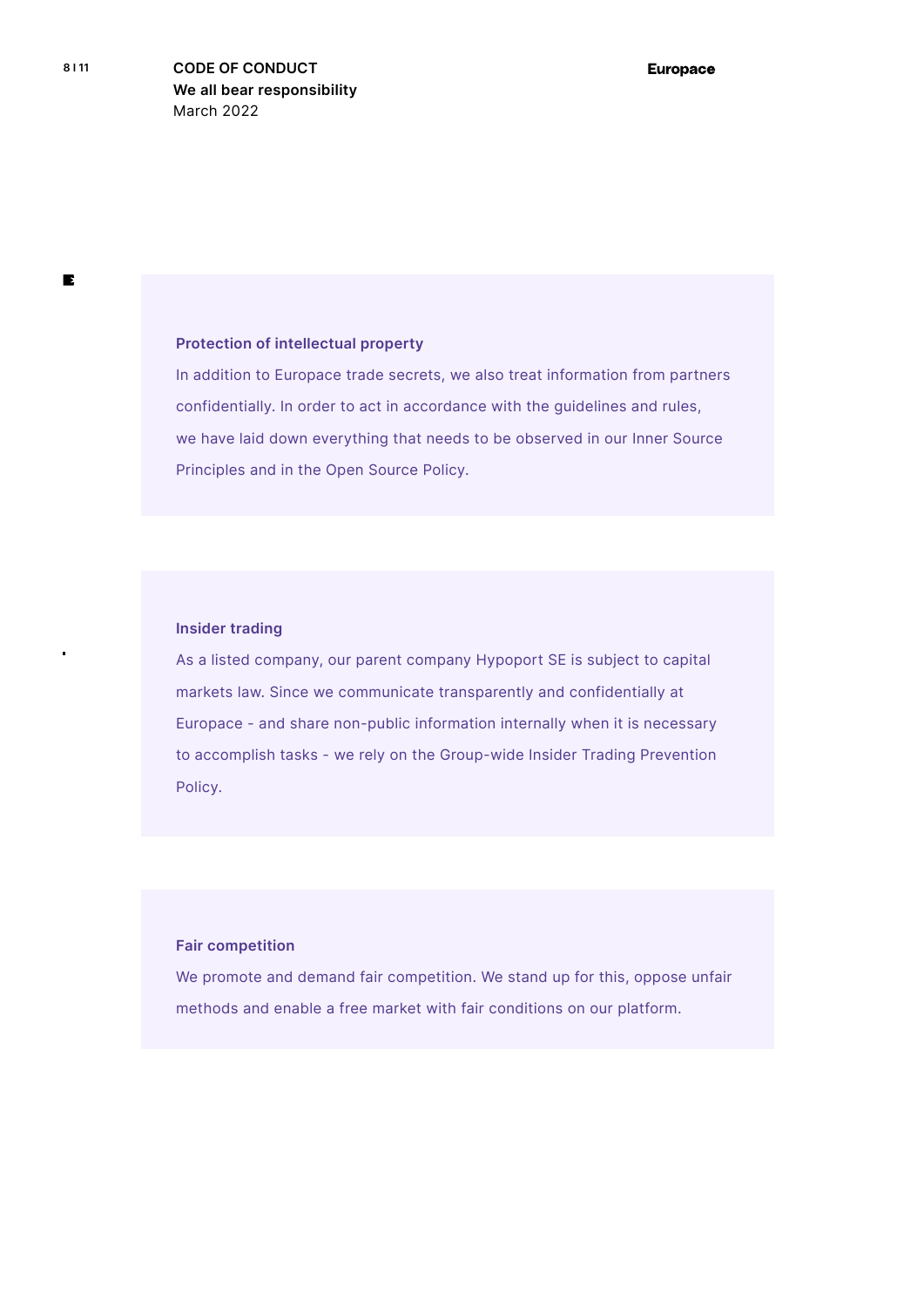### Protection of intellectual property

In addition to Europace trade secrets, we also treat information from partners confidentially. In order to act in accordance with the guidelines and rules, we have laid down everything that needs to be observed in our Inner Source Principles and in the Open Source Policy.

### Insider trading

As a listed company, our parent company Hypoport SE is subject to capital markets law. Since we communicate transparently and confidentially at Europace - and share non-public information internally when it is necessary to accomplish tasks - we rely on the Group-wide Insider Trading Prevention Policy.

### Fair competition

We promote and demand fair competition. We stand up for this, oppose unfair methods and enable a free market with fair conditions on our platform.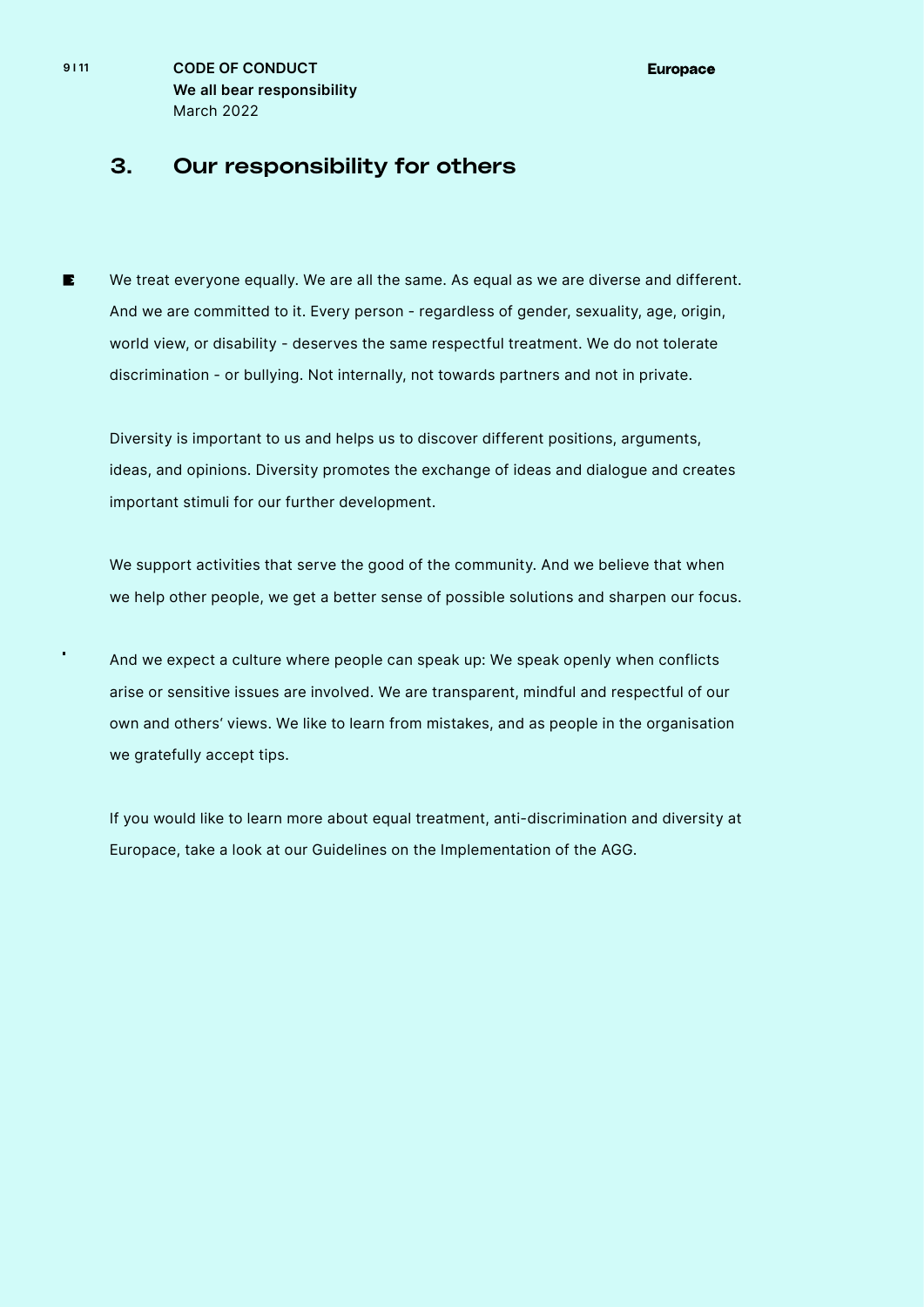# 3. Our responsibility for others

We treat everyone equally. We are all the same. As equal as we are diverse and different. And we are committed to it. Every person - regardless of gender, sexuality, age, origin, world view, or disability - deserves the same respectful treatment. We do not tolerate discrimination - or bullying. Not internally, not towards partners and not in private.

Diversity is important to us and helps us to discover different positions, arguments, ideas, and opinions. Diversity promotes the exchange of ideas and dialogue and creates important stimuli for our further development.

We support activities that serve the good of the community. And we believe that when we help other people, we get a better sense of possible solutions and sharpen our focus.

And we expect a culture where people can speak up: We speak openly when conflicts arise or sensitive issues are involved. We are transparent, mindful and respectful of our own and others' views. We like to learn from mistakes, and as people in the organisation we gratefully accept tips.

If you would like to learn more about equal treatment, anti-discrimination and diversity at Europace, take a look at our Guidelines on the Implementation of the AGG.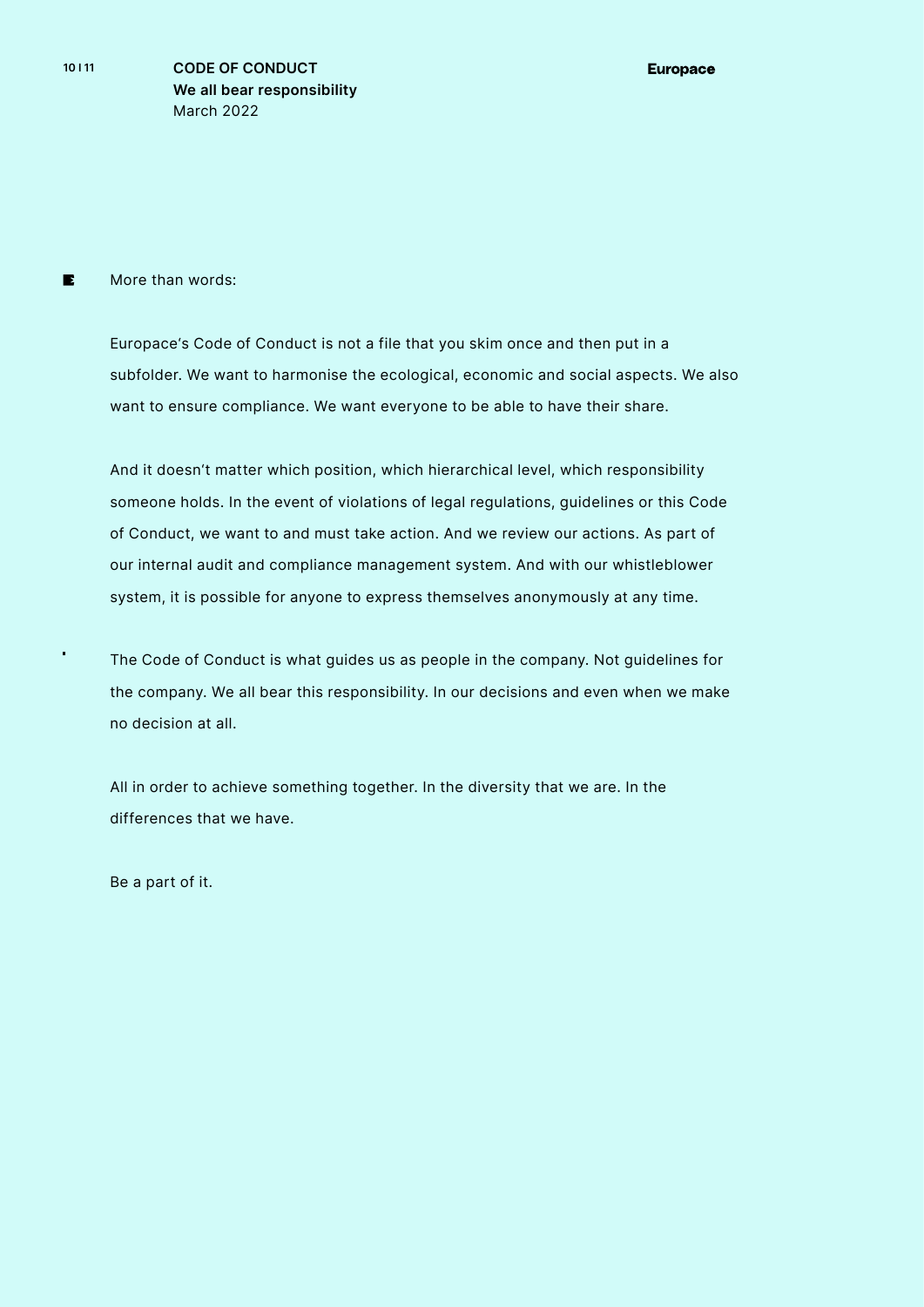More than words:

Europace's Code of Conduct is not a file that you skim once and then put in a subfolder. We want to harmonise the ecological, economic and social aspects. We also want to ensure compliance. We want everyone to be able to have their share.

And it doesn't matter which position, which hierarchical level, which responsibility someone holds. In the event of violations of legal regulations, guidelines or this Code of Conduct, we want to and must take action. And we review our actions. As part of our internal audit and compliance management system. And with our whistleblower system, it is possible for anyone to express themselves anonymously at any time.

The Code of Conduct is what guides us as people in the company. Not guidelines for the company. We all bear this responsibility. In our decisions and even when we make no decision at all.

All in order to achieve something together. In the diversity that we are. In the differences that we have.

Be a part of it.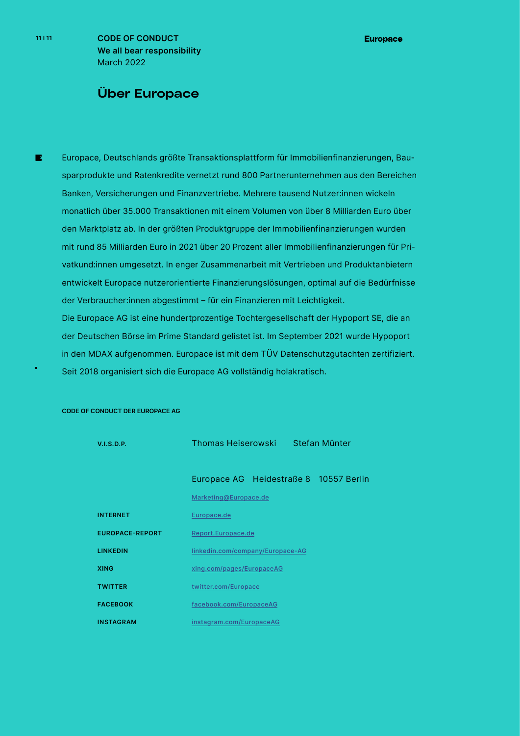## Über Europace

Europace, Deutschlands größte Transaktionsplattform für Immobilienfinanzierungen, Bausparprodukte und Ratenkredite vernetzt rund 800 Partnerunternehmen aus den Bereichen Banken, Versicherungen und Finanzvertriebe. Mehrere tausend Nutzer:innen wickeln monatlich über 35.000 Transaktionen mit einem Volumen von über 8 Milliarden Euro über den Marktplatz ab. In der größten Produktgruppe der Immobilienfinanzierungen wurden mit rund 85 Milliarden Euro in 2021 über 20 Prozent aller Immobilienfinanzierungen für Privatkund:innen umgesetzt. In enger Zusammenarbeit mit Vertrieben und Produktanbietern entwickelt Europace nutzerorientierte Finanzierungslösungen, optimal auf die Bedürfnisse der Verbraucher:innen abgestimmt – für ein Finanzieren mit Leichtigkeit.
Die Europace AG ist eine hundertprozentige Tochtergesellschaft der Hypoport SE, die an der Deutschen Börse im Prime Standard gelistet ist. Im September 2021 wurde Hypoport in den MDAX aufgenommen. Europace ist mit dem TÜV Datenschutzgutachten zertifiziert. Seit 2018 organisiert sich die Europace AG vollständig holakratisch.

**CODE OF CONDUCT DER EUROPACE AG**

| | |
|---|---|
| **V.I.S.D.P.** | Thomas Heiserowski Stefan Münter |
| | Europace AG Heidestraße 8 10557 Berlin |
| | Marketing@Europace.de |
| **INTERNET** | Europace.de |
| **EUROPACE-REPORT** | Report.Europace.de |
| **LINKEDIN** | linkedin.com/company/Europace-AG |
| **XING** | xing.com/pages/EuropaceAG |
| **TWITTER** | twitter.com/Europace |
| **FACEBOOK** | facebook.com/EuropaceAG |
| **INSTAGRAM** | instagram.com/EuropaceAG |